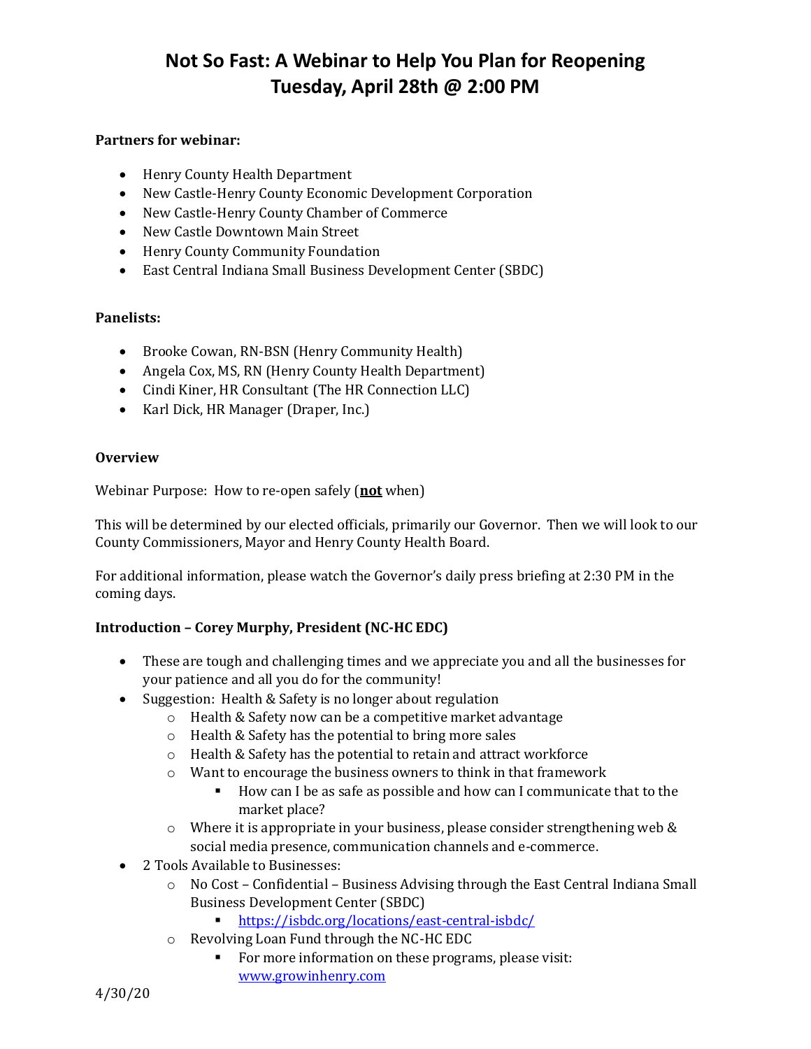# Not So Fast: A Webinar to Help You Plan for Reopening
# Tuesday, April 28th @ 2:00 PM

**Partners for webinar:**

- Henry County Health Department
- New Castle-Henry County Economic Development Corporation
- New Castle-Henry County Chamber of Commerce
- New Castle Downtown Main Street
- Henry County Community Foundation
- East Central Indiana Small Business Development Center (SBDC)

**Panelists:**

- Brooke Cowan, RN-BSN (Henry Community Health)
- Angela Cox, MS, RN (Henry County Health Department)
- Cindi Kiner, HR Consultant (The HR Connection LLC)
- Karl Dick, HR Manager (Draper, Inc.)

**Overview**

Webinar Purpose: How to re-open safely (**not** when)

This will be determined by our elected officials, primarily our Governor. Then we will look to our County Commissioners, Mayor and Henry County Health Board.

For additional information, please watch the Governor's daily press briefing at 2:30 PM in the coming days.

**Introduction – Corey Murphy, President (NC-HC EDC)**

- These are tough and challenging times and we appreciate you and all the businesses for your patience and all you do for the community!
- Suggestion: Health & Safety is no longer about regulation
  - Health & Safety now can be a competitive market advantage
  - Health & Safety has the potential to bring more sales
  - Health & Safety has the potential to retain and attract workforce
  - Want to encourage the business owners to think in that framework
    - How can I be as safe as possible and how can I communicate that to the market place?
  - Where it is appropriate in your business, please consider strengthening web & social media presence, communication channels and e-commerce.
- 2 Tools Available to Businesses:
  - No Cost – Confidential – Business Advising through the East Central Indiana Small Business Development Center (SBDC)
    - https://isbdc.org/locations/east-central-isbdc/
  - Revolving Loan Fund through the NC-HC EDC
    - For more information on these programs, please visit: www.growinhenry.com

4/30/20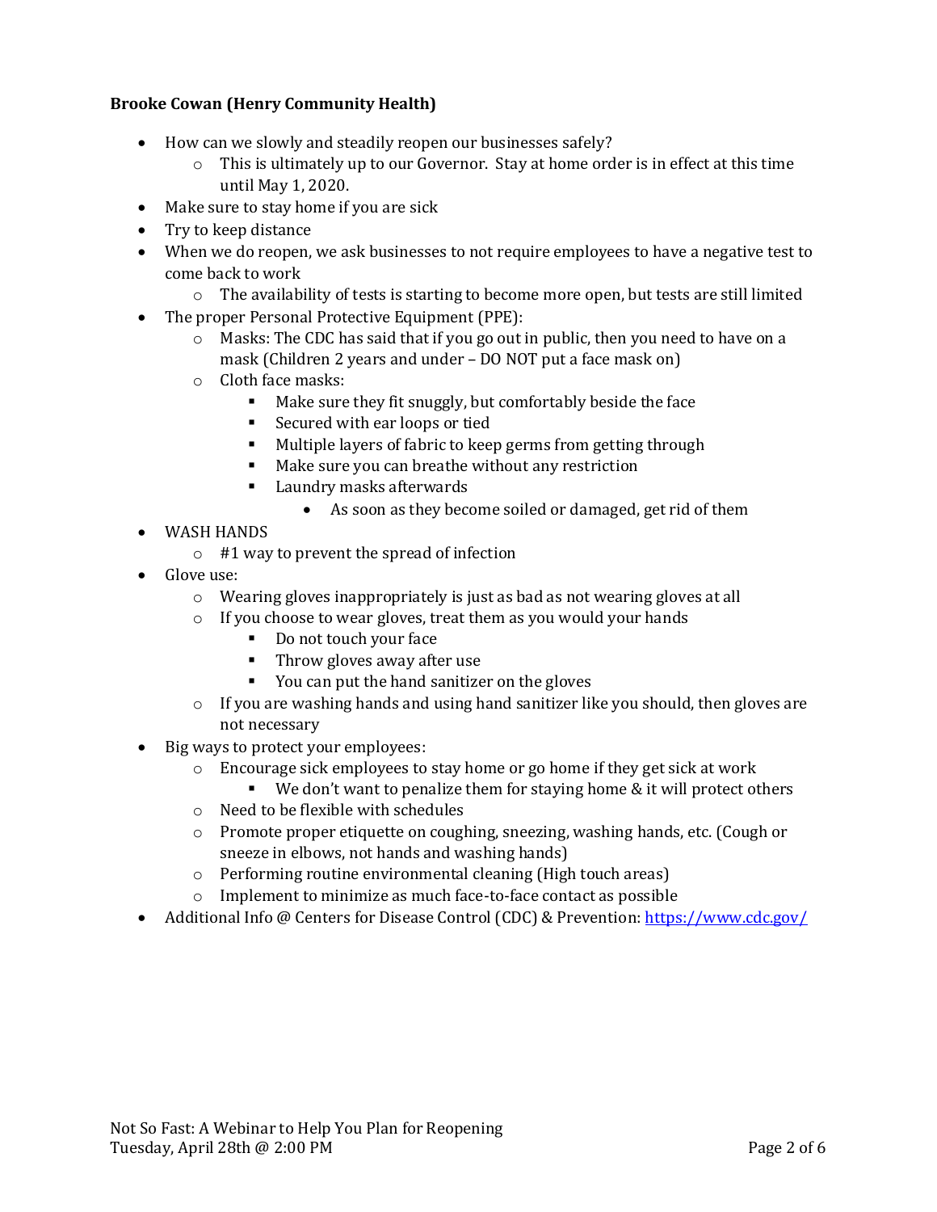**Brooke Cowan (Henry Community Health)**

- How can we slowly and steadily reopen our businesses safely?
    - This is ultimately up to our Governor. Stay at home order is in effect at this time until May 1, 2020.
- Make sure to stay home if you are sick
- Try to keep distance
- When we do reopen, we ask businesses to not require employees to have a negative test to come back to work
    - The availability of tests is starting to become more open, but tests are still limited
- The proper Personal Protective Equipment (PPE):
    - Masks: The CDC has said that if you go out in public, then you need to have on a mask (Children 2 years and under – DO NOT put a face mask on)
    - Cloth face masks:
        - Make sure they fit snuggly, but comfortably beside the face
        - Secured with ear loops or tied
        - Multiple layers of fabric to keep germs from getting through
        - Make sure you can breathe without any restriction
        - Laundry masks afterwards
            - As soon as they become soiled or damaged, get rid of them
- WASH HANDS
    - #1 way to prevent the spread of infection
- Glove use:
    - Wearing gloves inappropriately is just as bad as not wearing gloves at all
    - If you choose to wear gloves, treat them as you would your hands
        - Do not touch your face
        - Throw gloves away after use
        - You can put the hand sanitizer on the gloves
    - If you are washing hands and using hand sanitizer like you should, then gloves are not necessary
- Big ways to protect your employees:
    - Encourage sick employees to stay home or go home if they get sick at work
        - We don't want to penalize them for staying home & it will protect others
    - Need to be flexible with schedules
    - Promote proper etiquette on coughing, sneezing, washing hands, etc. (Cough or sneeze in elbows, not hands and washing hands)
    - Performing routine environmental cleaning (High touch areas)
    - Implement to minimize as much face-to-face contact as possible
- Additional Info @ Centers for Disease Control (CDC) & Prevention: https://www.cdc.gov/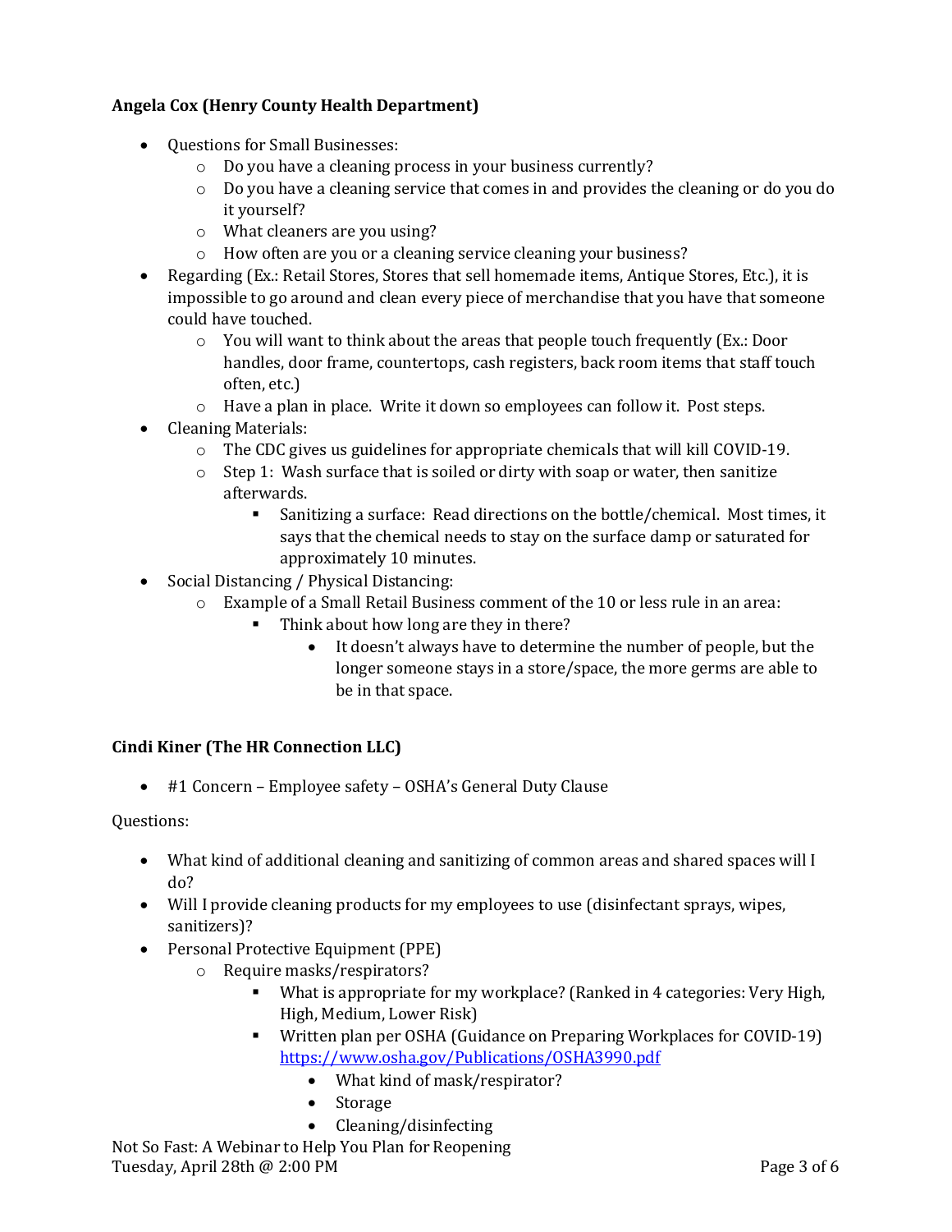**Angela Cox (Henry County Health Department)**

- Questions for Small Businesses:
  - Do you have a cleaning process in your business currently?
  - Do you have a cleaning service that comes in and provides the cleaning or do you do it yourself?
  - What cleaners are you using?
  - How often are you or a cleaning service cleaning your business?
- Regarding (Ex.: Retail Stores, Stores that sell homemade items, Antique Stores, Etc.), it is impossible to go around and clean every piece of merchandise that you have that someone could have touched.
  - You will want to think about the areas that people touch frequently (Ex.: Door handles, door frame, countertops, cash registers, back room items that staff touch often, etc.)
  - Have a plan in place. Write it down so employees can follow it. Post steps.
- Cleaning Materials:
  - The CDC gives us guidelines for appropriate chemicals that will kill COVID-19.
  - Step 1: Wash surface that is soiled or dirty with soap or water, then sanitize afterwards.
    - Sanitizing a surface: Read directions on the bottle/chemical. Most times, it says that the chemical needs to stay on the surface damp or saturated for approximately 10 minutes.
- Social Distancing / Physical Distancing:
  - Example of a Small Retail Business comment of the 10 or less rule in an area:
    - Think about how long are they in there?
      - It doesn't always have to determine the number of people, but the longer someone stays in a store/space, the more germs are able to be in that space.

**Cindi Kiner (The HR Connection LLC)**

- #1 Concern – Employee safety – OSHA's General Duty Clause

Questions:

- What kind of additional cleaning and sanitizing of common areas and shared spaces will I do?
- Will I provide cleaning products for my employees to use (disinfectant sprays, wipes, sanitizers)?
- Personal Protective Equipment (PPE)
  - Require masks/respirators?
    - What is appropriate for my workplace? (Ranked in 4 categories: Very High, High, Medium, Lower Risk)
    - Written plan per OSHA (Guidance on Preparing Workplaces for COVID-19) https://www.osha.gov/Publications/OSHA3990.pdf
      - What kind of mask/respirator?
      - Storage
      - Cleaning/disinfecting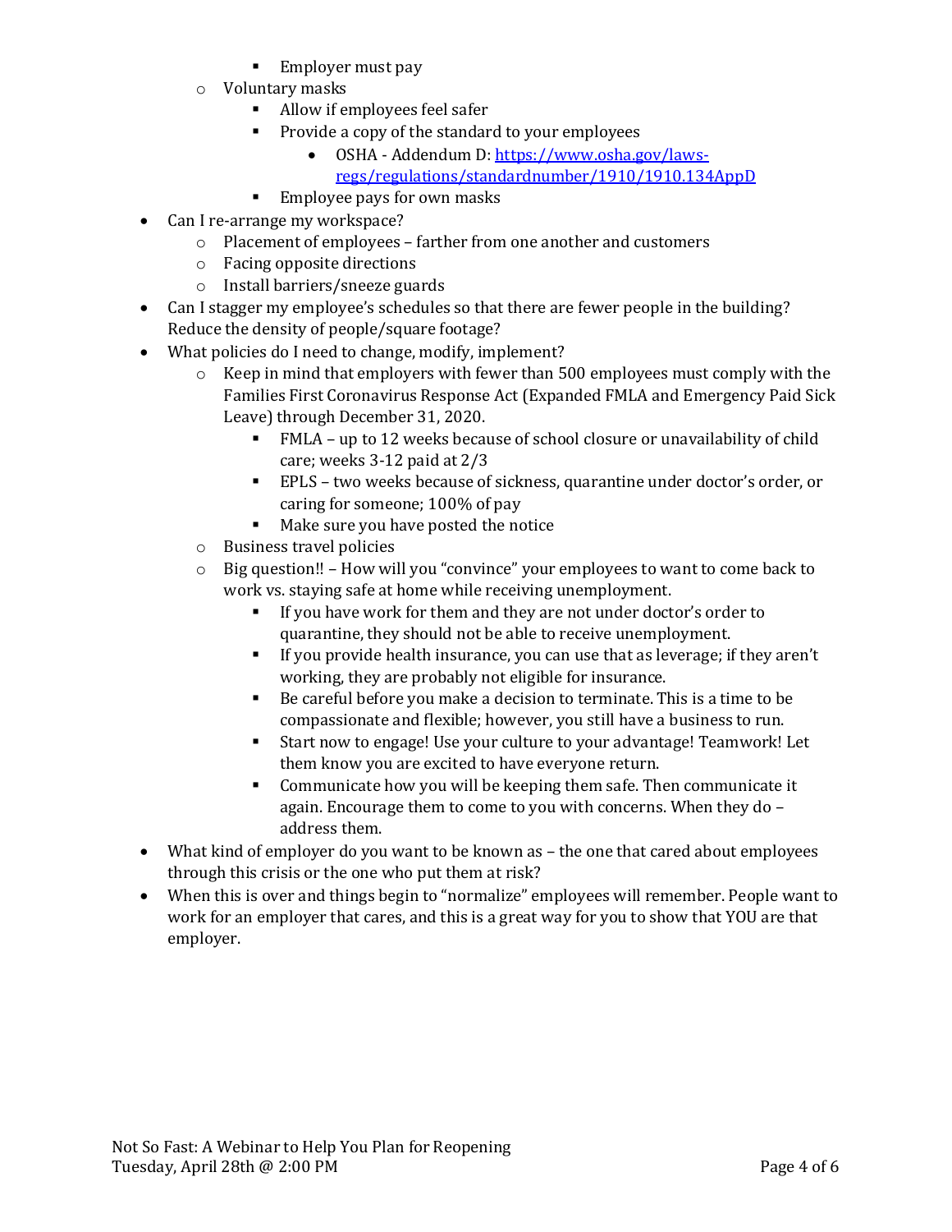- Employer must pay
    - Voluntary masks
        - Allow if employees feel safer
        - Provide a copy of the standard to your employees
            - OSHA - Addendum D: [https://www.osha.gov/laws-regs/regulations/standardnumber/1910/1910.134AppD](https://www.osha.gov/laws-regs/regulations/standardnumber/1910/1910.134AppD)
        - Employee pays for own masks
- Can I re-arrange my workspace?
    - Placement of employees – farther from one another and customers
    - Facing opposite directions
    - Install barriers/sneeze guards
- Can I stagger my employee's schedules so that there are fewer people in the building? Reduce the density of people/square footage?
- What policies do I need to change, modify, implement?
    - Keep in mind that employers with fewer than 500 employees must comply with the Families First Coronavirus Response Act (Expanded FMLA and Emergency Paid Sick Leave) through December 31, 2020.
        - FMLA – up to 12 weeks because of school closure or unavailability of child care; weeks 3-12 paid at 2/3
        - EPLS – two weeks because of sickness, quarantine under doctor's order, or caring for someone; 100% of pay
        - Make sure you have posted the notice
    - Business travel policies
    - Big question!! – How will you "convince" your employees to want to come back to work vs. staying safe at home while receiving unemployment.
        - If you have work for them and they are not under doctor's order to quarantine, they should not be able to receive unemployment.
        - If you provide health insurance, you can use that as leverage; if they aren't working, they are probably not eligible for insurance.
        - Be careful before you make a decision to terminate. This is a time to be compassionate and flexible; however, you still have a business to run.
        - Start now to engage! Use your culture to your advantage! Teamwork! Let them know you are excited to have everyone return.
        - Communicate how you will be keeping them safe. Then communicate it again. Encourage them to come to you with concerns. When they do – address them.
- What kind of employer do you want to be known as – the one that cared about employees through this crisis or the one who put them at risk?
- When this is over and things begin to "normalize" employees will remember. People want to work for an employer that cares, and this is a great way for you to show that YOU are that employer.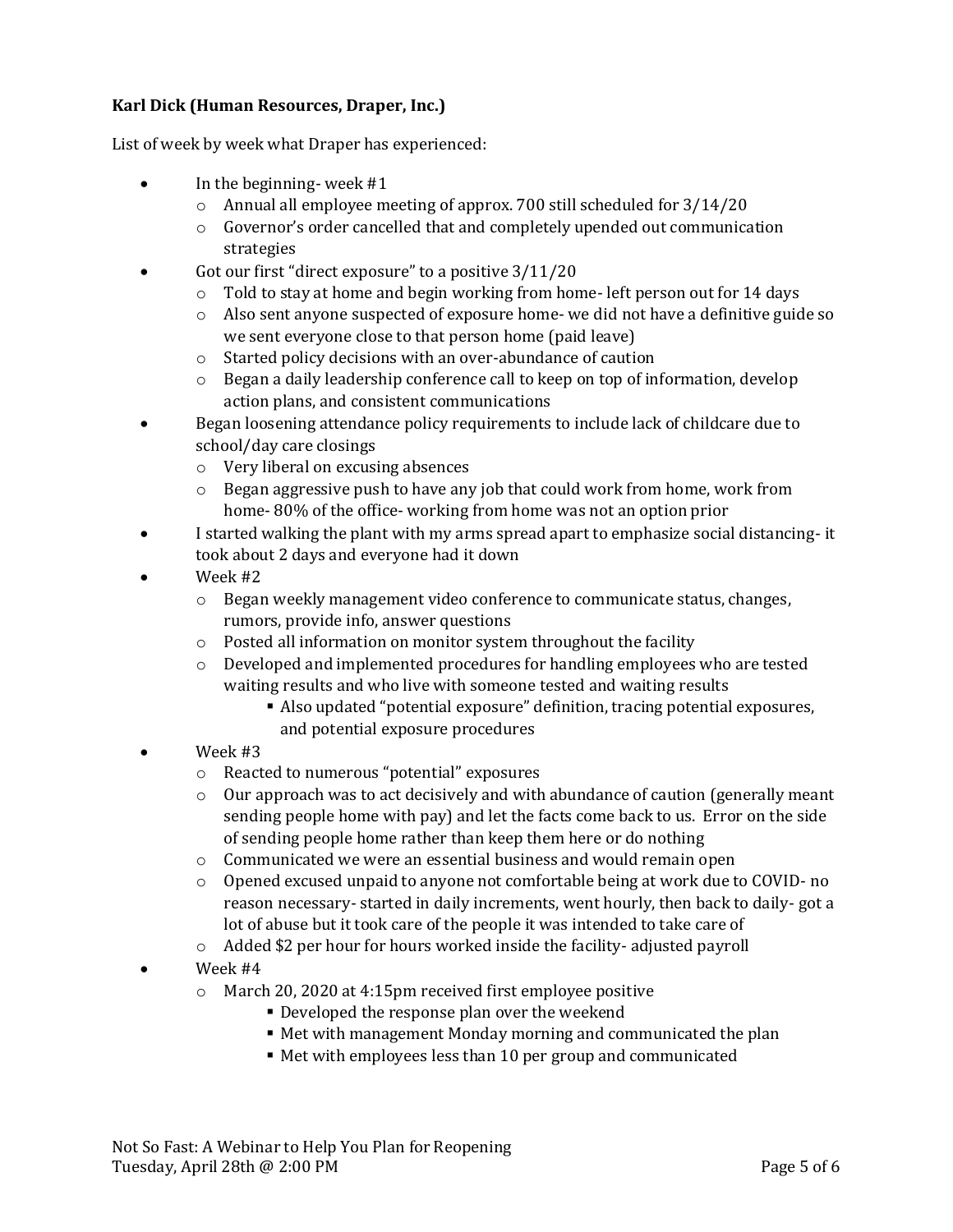**Karl Dick (Human Resources, Draper, Inc.)**

List of week by week what Draper has experienced:

- In the beginning- week #1
  - Annual all employee meeting of approx. 700 still scheduled for 3/14/20
  - Governor's order cancelled that and completely upended out communication strategies
- Got our first "direct exposure" to a positive 3/11/20
  - Told to stay at home and begin working from home- left person out for 14 days
  - Also sent anyone suspected of exposure home- we did not have a definitive guide so we sent everyone close to that person home (paid leave)
  - Started policy decisions with an over-abundance of caution
  - Began a daily leadership conference call to keep on top of information, develop action plans, and consistent communications
- Began loosening attendance policy requirements to include lack of childcare due to school/day care closings
  - Very liberal on excusing absences
  - Began aggressive push to have any job that could work from home, work from home- 80% of the office- working from home was not an option prior
- I started walking the plant with my arms spread apart to emphasize social distancing- it took about 2 days and everyone had it down
- Week #2
  - Began weekly management video conference to communicate status, changes, rumors, provide info, answer questions
  - Posted all information on monitor system throughout the facility
  - Developed and implemented procedures for handling employees who are tested waiting results and who live with someone tested and waiting results
    - Also updated "potential exposure" definition, tracing potential exposures, and potential exposure procedures
- Week #3
  - Reacted to numerous "potential" exposures
  - Our approach was to act decisively and with abundance of caution (generally meant sending people home with pay) and let the facts come back to us. Error on the side of sending people home rather than keep them here or do nothing
  - Communicated we were an essential business and would remain open
  - Opened excused unpaid to anyone not comfortable being at work due to COVID- no reason necessary- started in daily increments, went hourly, then back to daily- got a lot of abuse but it took care of the people it was intended to take care of
  - Added $2 per hour for hours worked inside the facility- adjusted payroll
- Week #4
  - March 20, 2020 at 4:15pm received first employee positive
    - Developed the response plan over the weekend
    - Met with management Monday morning and communicated the plan
    - Met with employees less than 10 per group and communicated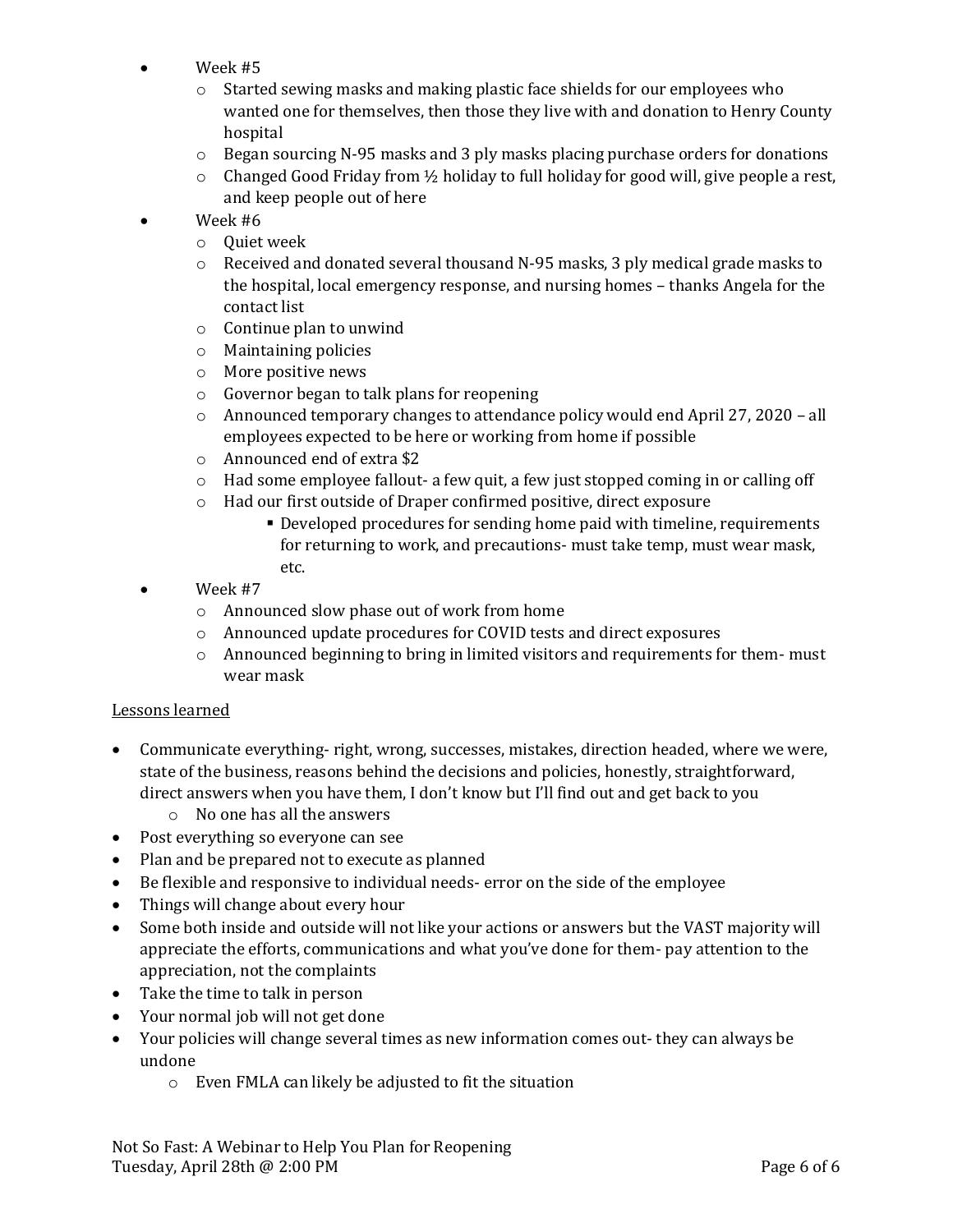- Week #5
  - Started sewing masks and making plastic face shields for our employees who wanted one for themselves, then those they live with and donation to Henry County hospital
  - Began sourcing N-95 masks and 3 ply masks placing purchase orders for donations
  - Changed Good Friday from ½ holiday to full holiday for good will, give people a rest, and keep people out of here
- Week #6
  - Quiet week
  - Received and donated several thousand N-95 masks, 3 ply medical grade masks to the hospital, local emergency response, and nursing homes – thanks Angela for the contact list
  - Continue plan to unwind
  - Maintaining policies
  - More positive news
  - Governor began to talk plans for reopening
  - Announced temporary changes to attendance policy would end April 27, 2020 – all employees expected to be here or working from home if possible
  - Announced end of extra $2
  - Had some employee fallout- a few quit, a few just stopped coming in or calling off
  - Had our first outside of Draper confirmed positive, direct exposure
    - Developed procedures for sending home paid with timeline, requirements for returning to work, and precautions- must take temp, must wear mask, etc.
- Week #7
  - Announced slow phase out of work from home
  - Announced update procedures for COVID tests and direct exposures
  - Announced beginning to bring in limited visitors and requirements for them- must wear mask

<u>Lessons learned</u>

- Communicate everything- right, wrong, successes, mistakes, direction headed, where we were, state of the business, reasons behind the decisions and policies, honestly, straightforward, direct answers when you have them, I don't know but I'll find out and get back to you
  - No one has all the answers
- Post everything so everyone can see
- Plan and be prepared not to execute as planned
- Be flexible and responsive to individual needs- error on the side of the employee
- Things will change about every hour
- Some both inside and outside will not like your actions or answers but the VAST majority will appreciate the efforts, communications and what you've done for them- pay attention to the appreciation, not the complaints
- Take the time to talk in person
- Your normal job will not get done
- Your policies will change several times as new information comes out- they can always be undone
  - Even FMLA can likely be adjusted to fit the situation